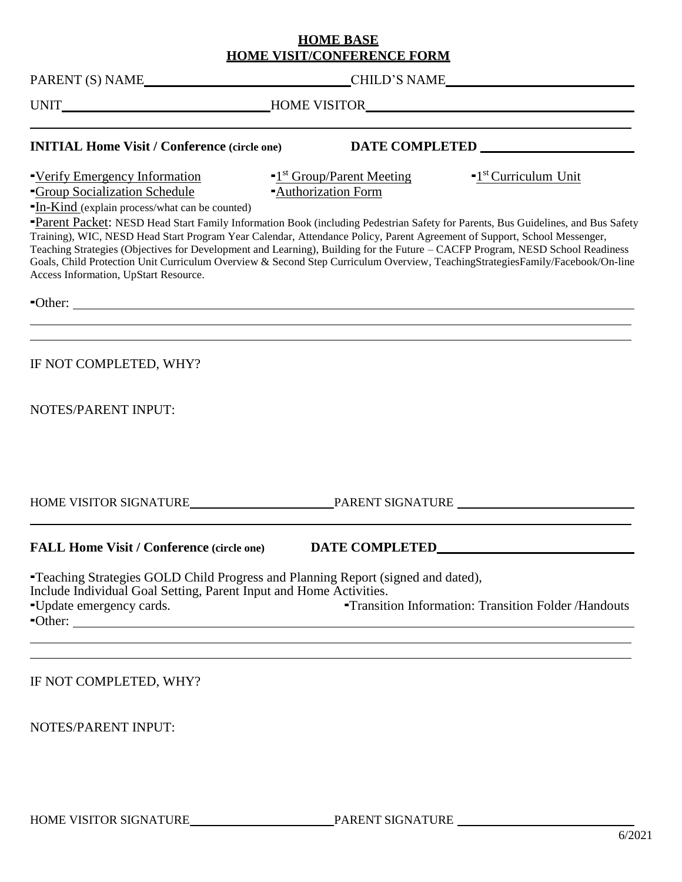# HOME BASE
## HOME VISIT/CONFERENCE FORM

PARENT (S) NAME\_\_\_\_\_\_\_\_\_\_\_\_\_\_\_\_\_\_\_\_\_\_\_\_\_\_\_\_\_\_ CHILD'S NAME\_\_\_\_\_\_\_\_\_\_\_\_\_\_\_\_\_\_\_\_\_\_\_\_\_\_\_\_\_\_

UNIT\_\_\_\_\_\_\_\_\_\_\_\_\_\_\_\_\_\_\_\_\_\_\_\_\_\_\_\_\_\_ HOME VISITOR\_\_\_\_\_\_\_\_\_\_\_\_\_\_\_\_\_\_\_\_\_\_\_\_\_\_\_\_\_\_

---

**INITIAL Home Visit / Conference (circle one)** **DATE COMPLETED** \_\_\_\_\_\_\_\_\_\_\_\_\_\_\_\_\_\_\_\_\_\_\_\_

- Verify Emergency Information
- 1st Group/Parent Meeting
- 1st Curriculum Unit
- Group Socialization Schedule
- Authorization Form
- In-Kind (explain process/what can be counted)
- Parent Packet: NESD Head Start Family Information Book (including Pedestrian Safety for Parents, Bus Guidelines, and Bus Safety Training), WIC, NESD Head Start Program Year Calendar, Attendance Policy, Parent Agreement of Support, School Messenger, Teaching Strategies (Objectives for Development and Learning), Building for the Future – CACFP Program, NESD School Readiness Goals, Child Protection Unit Curriculum Overview & Second Step Curriculum Overview, TeachingStrategiesFamily/Facebook/On-line Access Information, UpStart Resource.
- Other: \_\_\_\_\_\_\_\_\_\_\_\_\_\_\_\_\_\_\_\_\_\_\_\_\_\_\_\_\_\_\_\_\_\_\_\_\_\_\_\_\_\_\_\_\_\_\_\_\_\_\_\_\_\_\_\_

IF NOT COMPLETED, WHY?

NOTES/PARENT INPUT:

HOME VISITOR SIGNATURE\_\_\_\_\_\_\_\_\_\_\_\_\_\_\_\_\_\_\_\_\_\_\_\_ PARENT SIGNATURE \_\_\_\_\_\_\_\_\_\_\_\_\_\_\_\_\_\_\_\_\_\_\_\_

---

**FALL Home Visit / Conference (circle one)** **DATE COMPLETED**\_\_\_\_\_\_\_\_\_\_\_\_\_\_\_\_\_\_\_\_\_\_\_\_

- Teaching Strategies GOLD Child Progress and Planning Report (signed and dated), Include Individual Goal Setting, Parent Input and Home Activities.
- Update emergency cards.
- Transition Information: Transition Folder /Handouts
- Other: \_\_\_\_\_\_\_\_\_\_\_\_\_\_\_\_\_\_\_\_\_\_\_\_\_\_\_\_\_\_\_\_\_\_\_\_\_\_\_\_\_\_\_\_\_\_\_\_\_\_\_\_\_\_\_\_

IF NOT COMPLETED, WHY?

NOTES/PARENT INPUT:

HOME VISITOR SIGNATURE\_\_\_\_\_\_\_\_\_\_\_\_\_\_\_\_\_\_\_\_\_\_\_\_ PARENT SIGNATURE \_\_\_\_\_\_\_\_\_\_\_\_\_\_\_\_\_\_\_\_\_\_\_\_

6/2021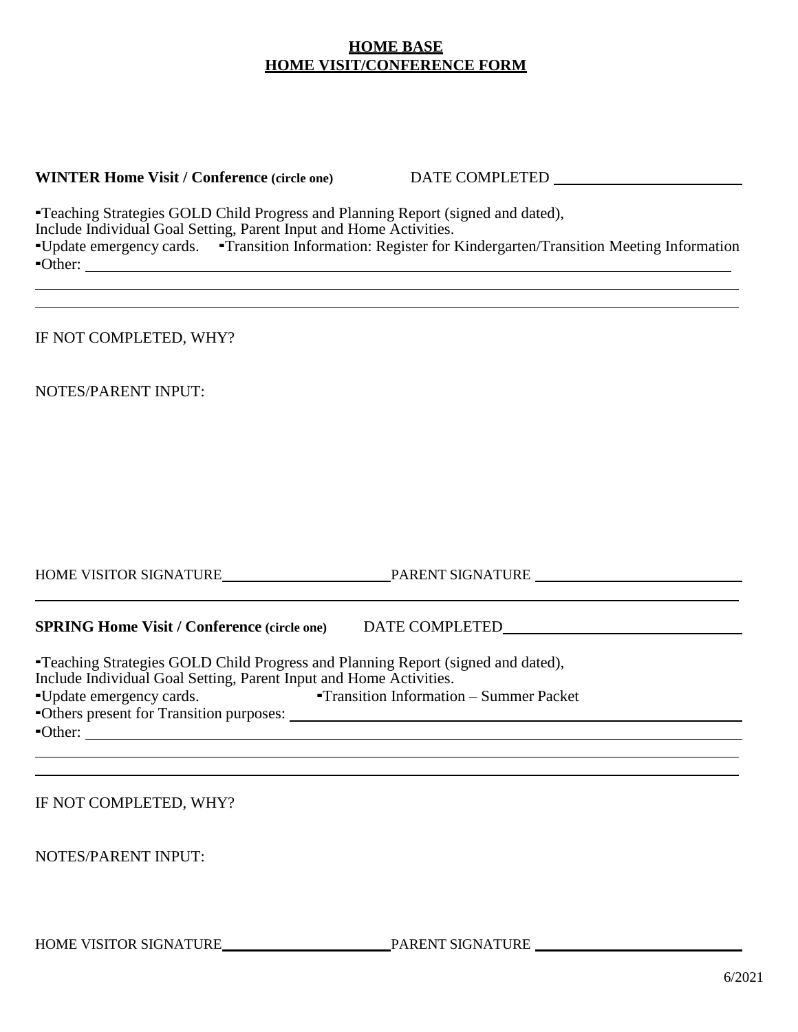**HOME BASE**
**HOME VISIT/CONFERENCE FORM**

**WINTER Home Visit / Conference (circle one)** DATE COMPLETED ________________________

- Teaching Strategies GOLD Child Progress and Planning Report (signed and dated), Include Individual Goal Setting, Parent Input and Home Activities.
- Update emergency cards.
- Transition Information: Register for Kindergarten/Transition Meeting Information
- Other: ________________________________________________

IF NOT COMPLETED, WHY?

NOTES/PARENT INPUT:

HOME VISITOR SIGNATURE ________________________ PARENT SIGNATURE ________________________

**SPRING Home Visit / Conference (circle one)** DATE COMPLETED ________________________

- Teaching Strategies GOLD Child Progress and Planning Report (signed and dated), Include Individual Goal Setting, Parent Input and Home Activities.
- Update emergency cards.
- Transition Information – Summer Packet
- Others present for Transition purposes: ________________________________________________
- Other: ________________________________________________

IF NOT COMPLETED, WHY?

NOTES/PARENT INPUT:

HOME VISITOR SIGNATURE ________________________ PARENT SIGNATURE ________________________

6/2021